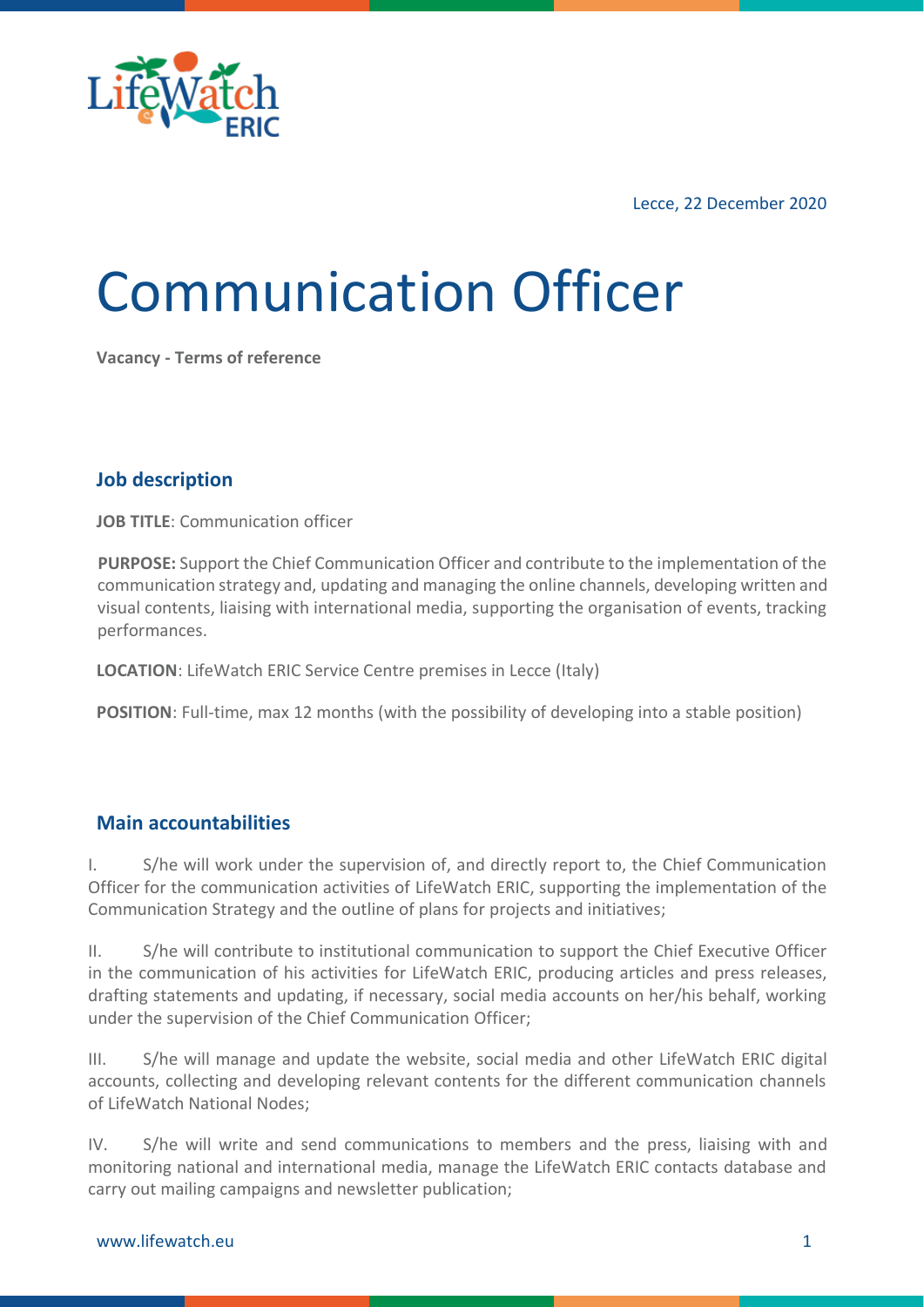Lecce, 22 December 2020

# Communication Officer

**Vacancy - Terms of reference**

## Job description

**JOB TITLE**: Communication officer

**PURPOSE:** Support the Chief Communication Officer and contribute to the implementation of the communication strategy and, updating and managing the online channels, developing written and visual contents, liaising with international media, supporting the organisation of events, tracking performances.

**LOCATION**: LifeWatch ERIC Service Centre premises in Lecce (Italy)

**POSITION**: Full-time, max 12 months (with the possibility of developing into a stable position)

## Main accountabilities

I. S/he will work under the supervision of, and directly report to, the Chief Communication Officer for the communication activities of LifeWatch ERIC, supporting the implementation of the Communication Strategy and the outline of plans for projects and initiatives;

II. S/he will contribute to institutional communication to support the Chief Executive Officer in the communication of his activities for LifeWatch ERIC, producing articles and press releases, drafting statements and updating, if necessary, social media accounts on her/his behalf, working under the supervision of the Chief Communication Officer;

III. S/he will manage and update the website, social media and other LifeWatch ERIC digital accounts, collecting and developing relevant contents for the different communication channels of LifeWatch National Nodes;

IV. S/he will write and send communications to members and the press, liaising with and monitoring national and international media, manage the LifeWatch ERIC contacts database and carry out mailing campaigns and newsletter publication;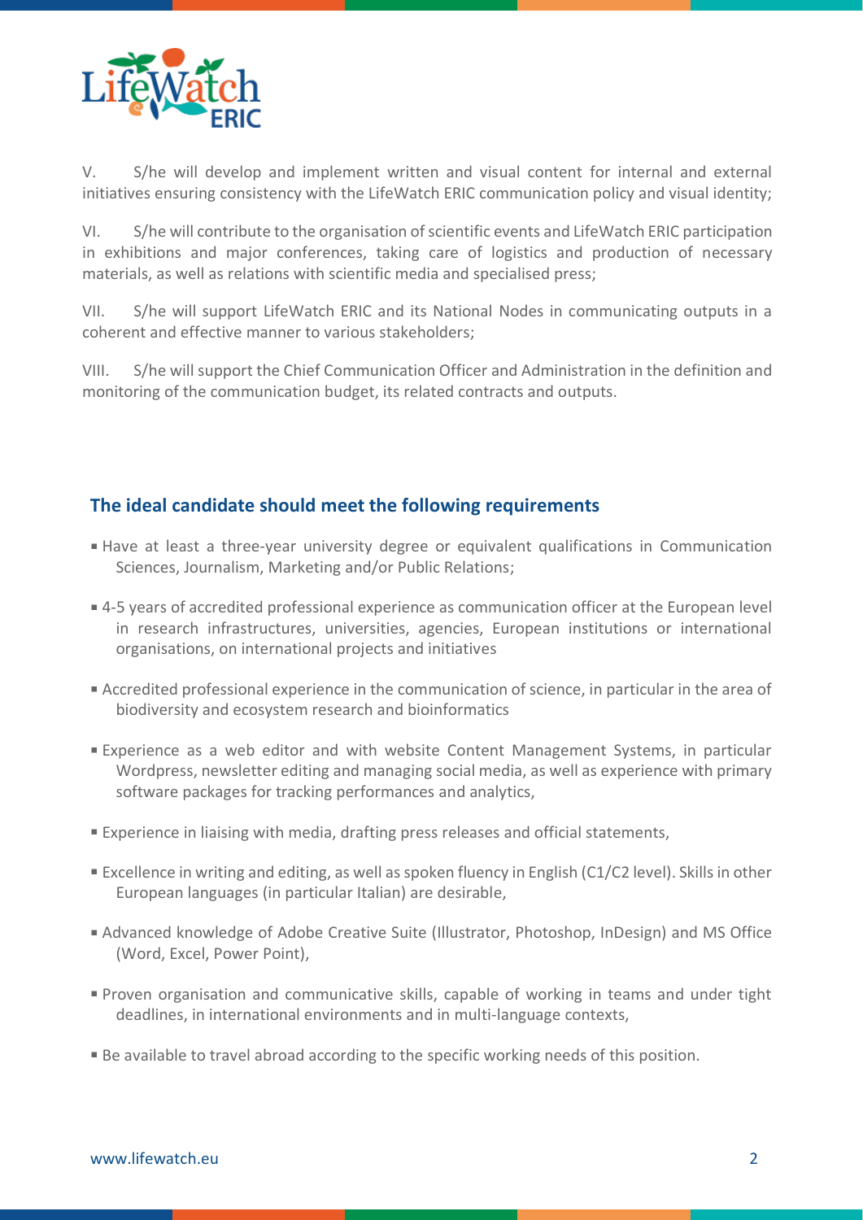V. S/he will develop and implement written and visual content for internal and external initiatives ensuring consistency with the LifeWatch ERIC communication policy and visual identity;

VI. S/he will contribute to the organisation of scientific events and LifeWatch ERIC participation in exhibitions and major conferences, taking care of logistics and production of necessary materials, as well as relations with scientific media and specialised press;

VII. S/he will support LifeWatch ERIC and its National Nodes in communicating outputs in a coherent and effective manner to various stakeholders;

VIII. S/he will support the Chief Communication Officer and Administration in the definition and monitoring of the communication budget, its related contracts and outputs.

## The ideal candidate should meet the following requirements

- Have at least a three-year university degree or equivalent qualifications in Communication Sciences, Journalism, Marketing and/or Public Relations;
- 4-5 years of accredited professional experience as communication officer at the European level in research infrastructures, universities, agencies, European institutions or international organisations, on international projects and initiatives
- Accredited professional experience in the communication of science, in particular in the area of biodiversity and ecosystem research and bioinformatics
- Experience as a web editor and with website Content Management Systems, in particular Wordpress, newsletter editing and managing social media, as well as experience with primary software packages for tracking performances and analytics,
- Experience in liaising with media, drafting press releases and official statements,
- Excellence in writing and editing, as well as spoken fluency in English (C1/C2 level). Skills in other European languages (in particular Italian) are desirable,
- Advanced knowledge of Adobe Creative Suite (Illustrator, Photoshop, InDesign) and MS Office (Word, Excel, Power Point),
- Proven organisation and communicative skills, capable of working in teams and under tight deadlines, in international environments and in multi-language contexts,
- Be available to travel abroad according to the specific working needs of this position.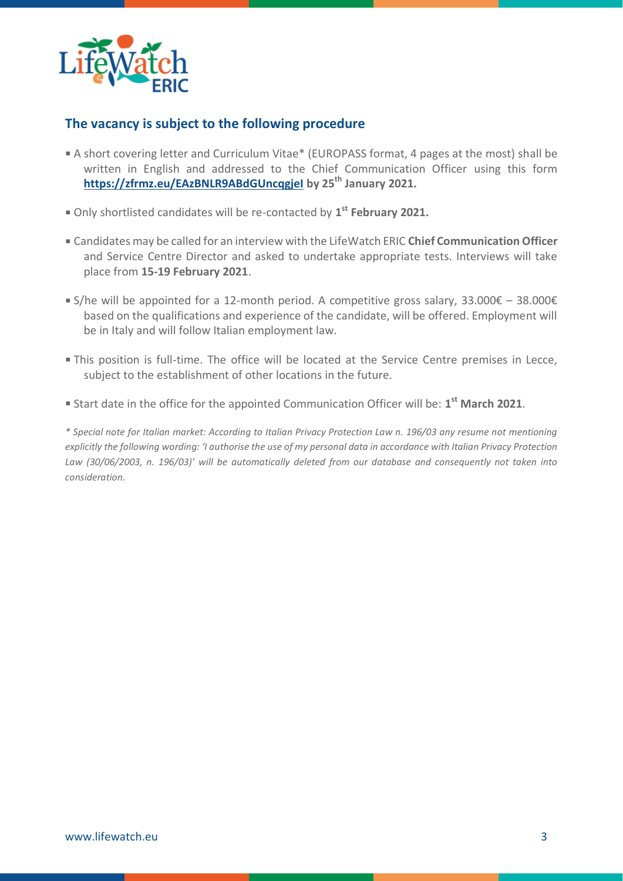## The vacancy is subject to the following procedure

- A short covering letter and Curriculum Vitae* (EUROPASS format, 4 pages at the most) shall be written in English and addressed to the Chief Communication Officer using this form **https://zfrmz.eu/EAzBNLR9ABdGUncqgjeI by 25th January 2021.**
- Only shortlisted candidates will be re-contacted by **1st February 2021.**
- Candidates may be called for an interview with the LifeWatch ERIC **Chief Communication Officer** and Service Centre Director and asked to undertake appropriate tests. Interviews will take place from **15-19 February 2021**.
- S/he will be appointed for a 12-month period. A competitive gross salary, 33.000€ – 38.000€ based on the qualifications and experience of the candidate, will be offered. Employment will be in Italy and will follow Italian employment law.
- This position is full-time. The office will be located at the Service Centre premises in Lecce, subject to the establishment of other locations in the future.
- Start date in the office for the appointed Communication Officer will be: **1st March 2021**.

*\* Special note for Italian market: According to Italian Privacy Protection Law n. 196/03 any resume not mentioning explicitly the following wording: 'I authorise the use of my personal data in accordance with Italian Privacy Protection Law (30/06/2003, n. 196/03)' will be automatically deleted from our database and consequently not taken into consideration.*